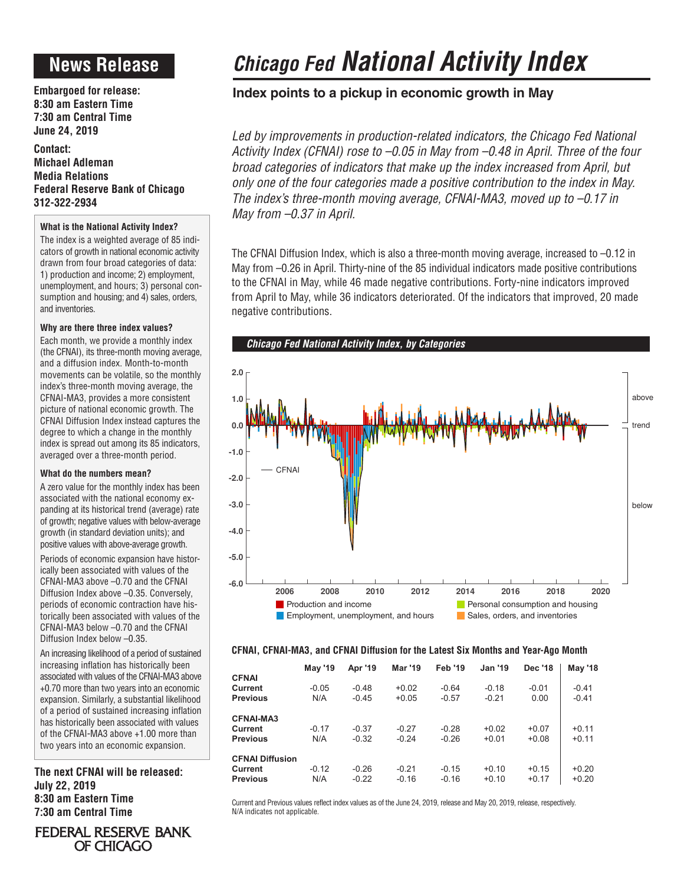# News Release

**Embargoed for release:**
**8:30 am Eastern Time**
**7:30 am Central Time**
**June 24, 2019**

**Contact:**
**Michael Adleman**
**Media Relations**
**Federal Reserve Bank of Chicago**
**312-322-2934**

#### What is the National Activity Index?

The index is a weighted average of 85 indicators of growth in national economic activity drawn from four broad categories of data: 1) production and income; 2) employment, unemployment, and hours; 3) personal consumption and housing; and 4) sales, orders, and inventories.

#### Why are there three index values?

Each month, we provide a monthly index (the CFNAI), its three-month moving average, and a diffusion index. Month-to-month movements can be volatile, so the monthly index's three-month moving average, the CFNAI-MA3, provides a more consistent picture of national economic growth. The CFNAI Diffusion Index instead captures the degree to which a change in the monthly index is spread out among its 85 indicators, averaged over a three-month period.

#### What do the numbers mean?

A zero value for the monthly index has been associated with the national economy expanding at its historical trend (average) rate of growth; negative values with below-average growth (in standard deviation units); and positive values with above-average growth.

Periods of economic expansion have historically been associated with values of the CFNAI-MA3 above –0.70 and the CFNAI Diffusion Index above –0.35. Conversely, periods of economic contraction have historically been associated with values of the CFNAI-MA3 below –0.70 and the CFNAI Diffusion Index below –0.35.

An increasing likelihood of a period of sustained increasing inflation has historically been associated with values of the CFNAI-MA3 above +0.70 more than two years into an economic expansion. Similarly, a substantial likelihood of a period of sustained increasing inflation has historically been associated with values of the CFNAI-MA3 above +1.00 more than two years into an economic expansion.

**The next CFNAI will be released:**
**July 22, 2019**
**8:30 am Eastern Time**
**7:30 am Central Time**

FEDERAL RESERVE BANK OF CHICAGO

# *Chicago Fed* National Activity Index

## Index points to a pickup in economic growth in May

*Led by improvements in production-related indicators, the Chicago Fed National Activity Index (CFNAI) rose to –0.05 in May from –0.48 in April. Three of the four broad categories of indicators that make up the index increased from April, but only one of the four categories made a positive contribution to the index in May. The index's three-month moving average, CFNAI-MA3, moved up to –0.17 in May from –0.37 in April.*

The CFNAI Diffusion Index, which is also a three-month moving average, increased to –0.12 in May from –0.26 in April. Thirty-nine of the 85 individual indicators made positive contributions to the CFNAI in May, while 46 made negative contributions. Forty-nine indicators improved from April to May, while 36 indicators deteriorated. Of the indicators that improved, 20 made negative contributions.

***Chicago Fed National Activity Index, by Categories***

#### CFNAI, CFNAI-MA3, and CFNAI Diffusion for the Latest Six Months and Year-Ago Month

| | May '19 | Apr '19 | Mar '19 | Feb '19 | Jan '19 | Dec '18 | May '18 |
|---|---|---|---|---|---|---|---|
| **CFNAI** | | | | | | | |
| **Current** | -0.05 | -0.48 | +0.02 | -0.64 | -0.18 | -0.01 | -0.41 |
| **Previous** | N/A | -0.45 | +0.05 | -0.57 | -0.21 | 0.00 | -0.41 |
| **CFNAI-MA3** | | | | | | | |
| **Current** | -0.17 | -0.37 | -0.27 | -0.28 | +0.02 | +0.07 | +0.11 |
| **Previous** | N/A | -0.32 | -0.24 | -0.26 | +0.01 | +0.08 | +0.11 |
| **CFNAI Diffusion** | | | | | | | |
| **Current** | -0.12 | -0.26 | -0.21 | -0.15 | +0.10 | +0.15 | +0.20 |
| **Previous** | N/A | -0.22 | -0.16 | -0.16 | +0.10 | +0.17 | +0.20 |

Current and Previous values reflect index values as of the June 24, 2019, release and May 20, 2019, release, respectively.
N/A indicates not applicable.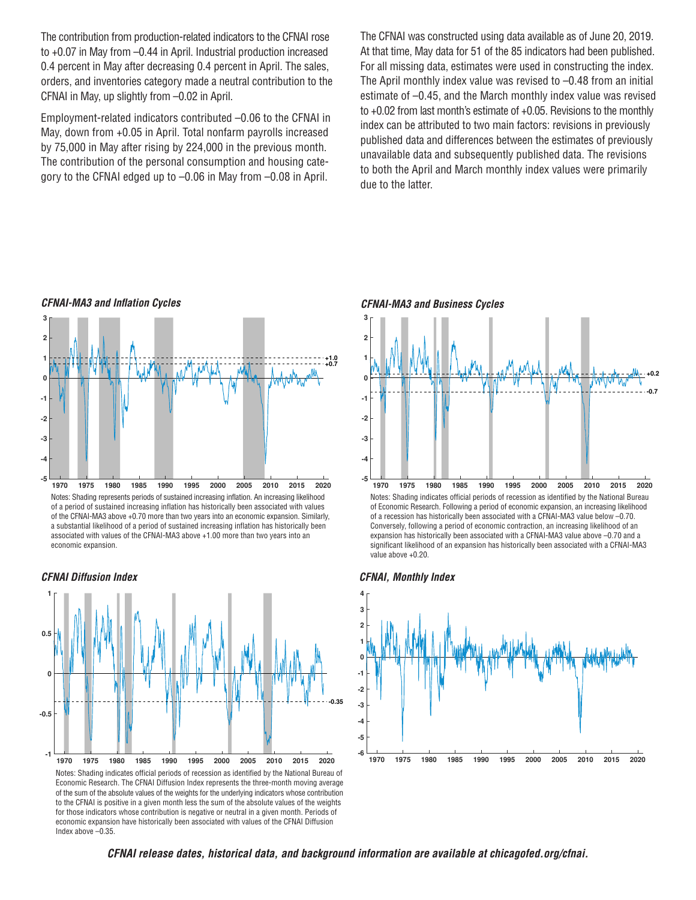The contribution from production-related indicators to the CFNAI rose to +0.07 in May from –0.44 in April. Industrial production increased 0.4 percent in May after decreasing 0.4 percent in April. The sales, orders, and inventories category made a neutral contribution to the CFNAI in May, up slightly from –0.02 in April.

Employment-related indicators contributed –0.06 to the CFNAI in May, down from +0.05 in April. Total nonfarm payrolls increased by 75,000 in May after rising by 224,000 in the previous month. The contribution of the personal consumption and housing category to the CFNAI edged up to –0.06 in May from –0.08 in April.

The CFNAI was constructed using data available as of June 20, 2019. At that time, May data for 51 of the 85 indicators had been published. For all missing data, estimates were used in constructing the index. The April monthly index value was revised to –0.48 from an initial estimate of –0.45, and the March monthly index value was revised to +0.02 from last month's estimate of +0.05. Revisions to the monthly index can be attributed to two main factors: revisions in previously published data and differences between the estimates of previously unavailable data and subsequently published data. The revisions to both the April and March monthly index values were primarily due to the latter.

### *CFNAI-MA3 and Inflation Cycles*

3
2
1
0
-1
-2
-3
-4
-5
+1.0
+0.7
1970 1975 1980 1985 1990 1995 2000 2005 2010 2015 2020

Notes: Shading represents periods of sustained increasing inflation. An increasing likelihood of a period of sustained increasing inflation has historically been associated with values of the CFNAI-MA3 above +0.70 more than two years into an economic expansion. Similarly, a substantial likelihood of a period of sustained increasing inflation has historically been associated with values of the CFNAI-MA3 above +1.00 more than two years into an economic expansion.

### *CFNAI-MA3 and Business Cycles*

3
2
1
0
-1
-2
-3
-4
-5
+0.2
-0.7
1970 1975 1980 1985 1990 1995 2000 2005 2010 2015 2020

Notes: Shading indicates official periods of recession as identified by the National Bureau of Economic Research. Following a period of economic expansion, an increasing likelihood of a recession has historically been associated with a CFNAI-MA3 value below –0.70. Conversely, following a period of economic contraction, an increasing likelihood of an expansion has historically been associated with a CFNAI-MA3 value above –0.70 and a significant likelihood of an expansion has historically been associated with a CFNAI-MA3 value above +0.20.

### *CFNAI Diffusion Index*

1
0.5
0
-0.5
-1
-0.35
1970 1975 1980 1985 1990 1995 2000 2005 2010 2015 2020

Notes: Shading indicates official periods of recession as identified by the National Bureau of Economic Research. The CFNAI Diffusion Index represents the three-month moving average of the sum of the absolute values of the weights for the underlying indicators whose contribution to the CFNAI is positive in a given month less the sum of the absolute values of the weights for those indicators whose contribution is negative or neutral in a given month. Periods of economic expansion have historically been associated with values of the CFNAI Diffusion Index above –0.35.

### *CFNAI, Monthly Index*

4
3
2
1
0
-1
-2
-3
-4
-5
-6
1970 1975 1980 1985 1990 1995 2000 2005 2010 2015 2020

***CFNAI release dates, historical data, and background information are available at chicagofed.org/cfnai.***